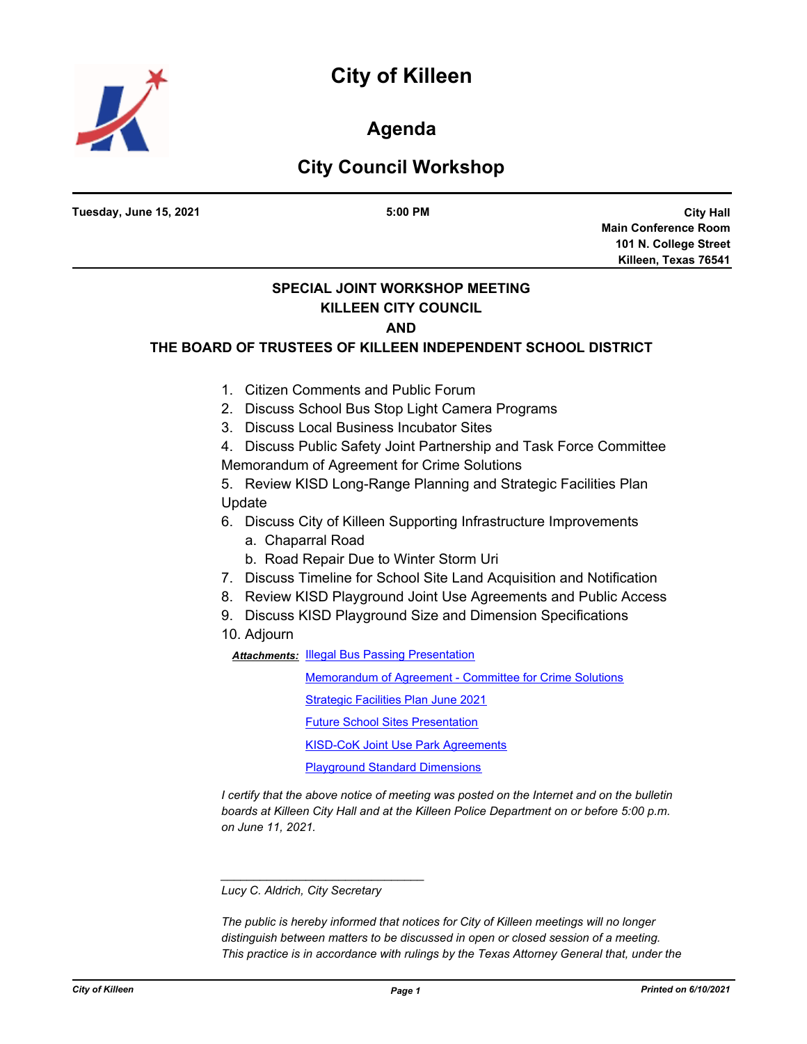# City of Killeen

## Agenda

## City Council Workshop

**Tuesday, June 15, 2021** | **5:00 PM** | **City Hall**
**Main Conference Room**
**101 N. College Street**
**Killeen, Texas 76541**

### SPECIAL JOINT WORKSHOP MEETING
### KILLEEN CITY COUNCIL
### AND
### THE BOARD OF TRUSTEES OF KILLEEN INDEPENDENT SCHOOL DISTRICT

1. Citizen Comments and Public Forum
2. Discuss School Bus Stop Light Camera Programs
3. Discuss Local Business Incubator Sites
4. Discuss Public Safety Joint Partnership and Task Force Committee Memorandum of Agreement for Crime Solutions
5. Review KISD Long-Range Planning and Strategic Facilities Plan Update
6. Discuss City of Killeen Supporting Infrastructure Improvements
   a. Chaparral Road
   b. Road Repair Due to Winter Storm Uri
7. Discuss Timeline for School Site Land Acquisition and Notification
8. Review KISD Playground Joint Use Agreements and Public Access
9. Discuss KISD Playground Size and Dimension Specifications
10. Adjourn

***Attachments:*** Illegal Bus Passing Presentation
Memorandum of Agreement - Committee for Crime Solutions
Strategic Facilities Plan June 2021
Future School Sites Presentation
KISD-CoK Joint Use Park Agreements
Playground Standard Dimensions

*I certify that the above notice of meeting was posted on the Internet and on the bulletin boards at Killeen City Hall and at the Killeen Police Department on or before 5:00 p.m. on June 11, 2021.*

_______________________________
*Lucy C. Aldrich, City Secretary*

*The public is hereby informed that notices for City of Killeen meetings will no longer distinguish between matters to be discussed in open or closed session of a meeting. This practice is in accordance with rulings by the Texas Attorney General that, under the*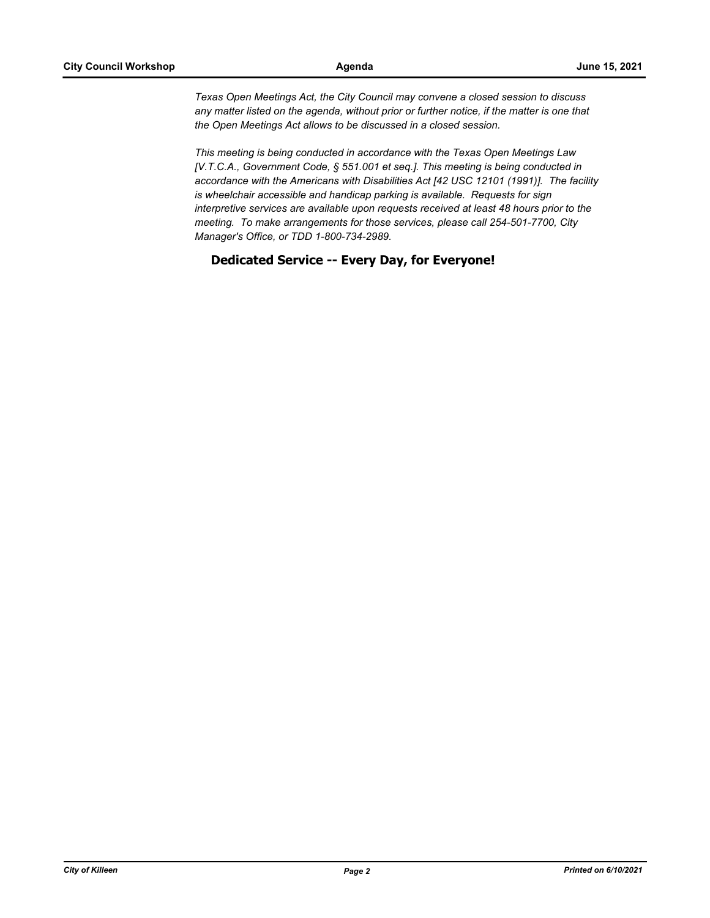*Texas Open Meetings Act, the City Council may convene a closed session to discuss any matter listed on the agenda, without prior or further notice, if the matter is one that the Open Meetings Act allows to be discussed in a closed session.*

*This meeting is being conducted in accordance with the Texas Open Meetings Law [V.T.C.A., Government Code, § 551.001 et seq.]. This meeting is being conducted in accordance with the Americans with Disabilities Act [42 USC 12101 (1991)]. The facility is wheelchair accessible and handicap parking is available. Requests for sign interpretive services are available upon requests received at least 48 hours prior to the meeting. To make arrangements for those services, please call 254-501-7700, City Manager's Office, or TDD 1-800-734-2989.*

**Dedicated Service -- Every Day, for Everyone!**